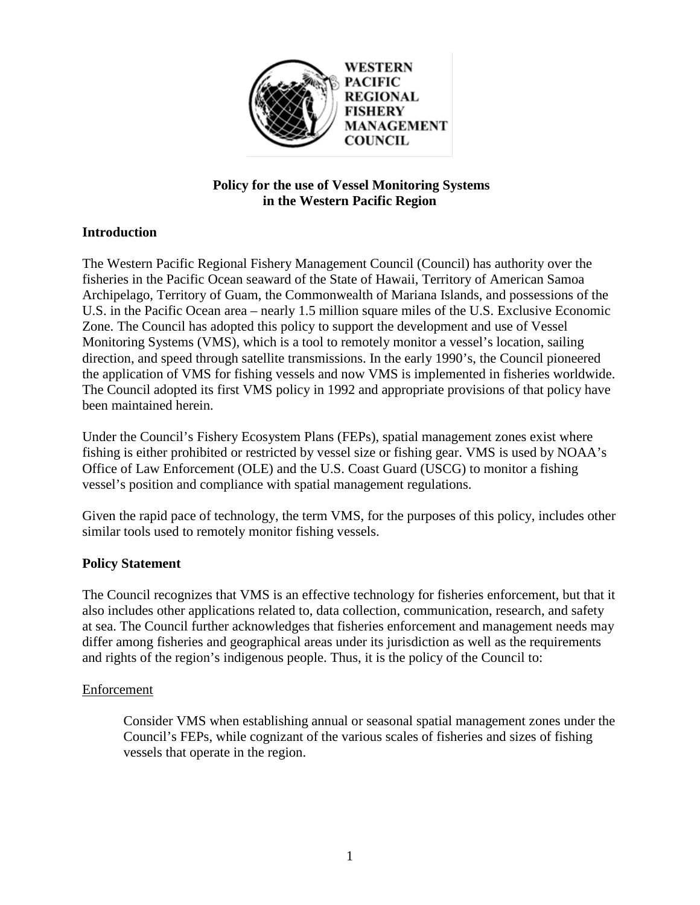WESTERN PACIFIC REGIONAL FISHERY MANAGEMENT COUNCIL

# Policy for the use of Vessel Monitoring Systems in the Western Pacific Region

## Introduction

The Western Pacific Regional Fishery Management Council (Council) has authority over the fisheries in the Pacific Ocean seaward of the State of Hawaii, Territory of American Samoa Archipelago, Territory of Guam, the Commonwealth of Mariana Islands, and possessions of the U.S. in the Pacific Ocean area – nearly 1.5 million square miles of the U.S. Exclusive Economic Zone. The Council has adopted this policy to support the development and use of Vessel Monitoring Systems (VMS), which is a tool to remotely monitor a vessel's location, sailing direction, and speed through satellite transmissions. In the early 1990's, the Council pioneered the application of VMS for fishing vessels and now VMS is implemented in fisheries worldwide. The Council adopted its first VMS policy in 1992 and appropriate provisions of that policy have been maintained herein.

Under the Council's Fishery Ecosystem Plans (FEPs), spatial management zones exist where fishing is either prohibited or restricted by vessel size or fishing gear. VMS is used by NOAA's Office of Law Enforcement (OLE) and the U.S. Coast Guard (USCG) to monitor a fishing vessel's position and compliance with spatial management regulations.

Given the rapid pace of technology, the term VMS, for the purposes of this policy, includes other similar tools used to remotely monitor fishing vessels.

## Policy Statement

The Council recognizes that VMS is an effective technology for fisheries enforcement, but that it also includes other applications related to, data collection, communication, research, and safety at sea. The Council further acknowledges that fisheries enforcement and management needs may differ among fisheries and geographical areas under its jurisdiction as well as the requirements and rights of the region's indigenous people. Thus, it is the policy of the Council to:

### Enforcement

Consider VMS when establishing annual or seasonal spatial management zones under the Council's FEPs, while cognizant of the various scales of fisheries and sizes of fishing vessels that operate in the region.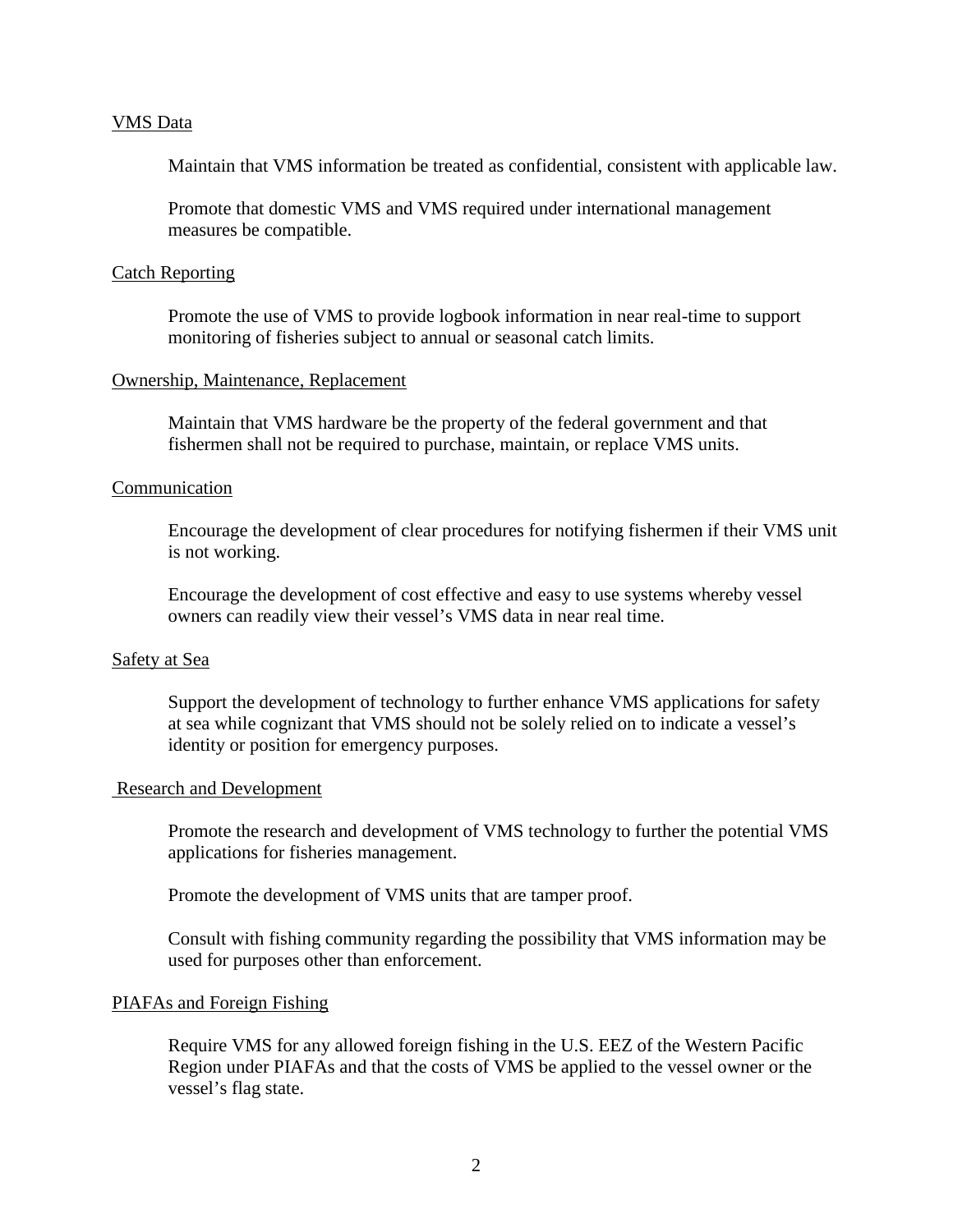VMS Data

Maintain that VMS information be treated as confidential, consistent with applicable law.

Promote that domestic VMS and VMS required under international management measures be compatible.

Catch Reporting

Promote the use of VMS to provide logbook information in near real-time to support monitoring of fisheries subject to annual or seasonal catch limits.

Ownership, Maintenance, Replacement

Maintain that VMS hardware be the property of the federal government and that fishermen shall not be required to purchase, maintain, or replace VMS units.

Communication

Encourage the development of clear procedures for notifying fishermen if their VMS unit is not working.

Encourage the development of cost effective and easy to use systems whereby vessel owners can readily view their vessel's VMS data in near real time.

Safety at Sea

Support the development of technology to further enhance VMS applications for safety at sea while cognizant that VMS should not be solely relied on to indicate a vessel's identity or position for emergency purposes.

Research and Development

Promote the research and development of VMS technology to further the potential VMS applications for fisheries management.

Promote the development of VMS units that are tamper proof.

Consult with fishing community regarding the possibility that VMS information may be used for purposes other than enforcement.

PIAFAs and Foreign Fishing

Require VMS for any allowed foreign fishing in the U.S. EEZ of the Western Pacific Region under PIAFAs and that the costs of VMS be applied to the vessel owner or the vessel's flag state.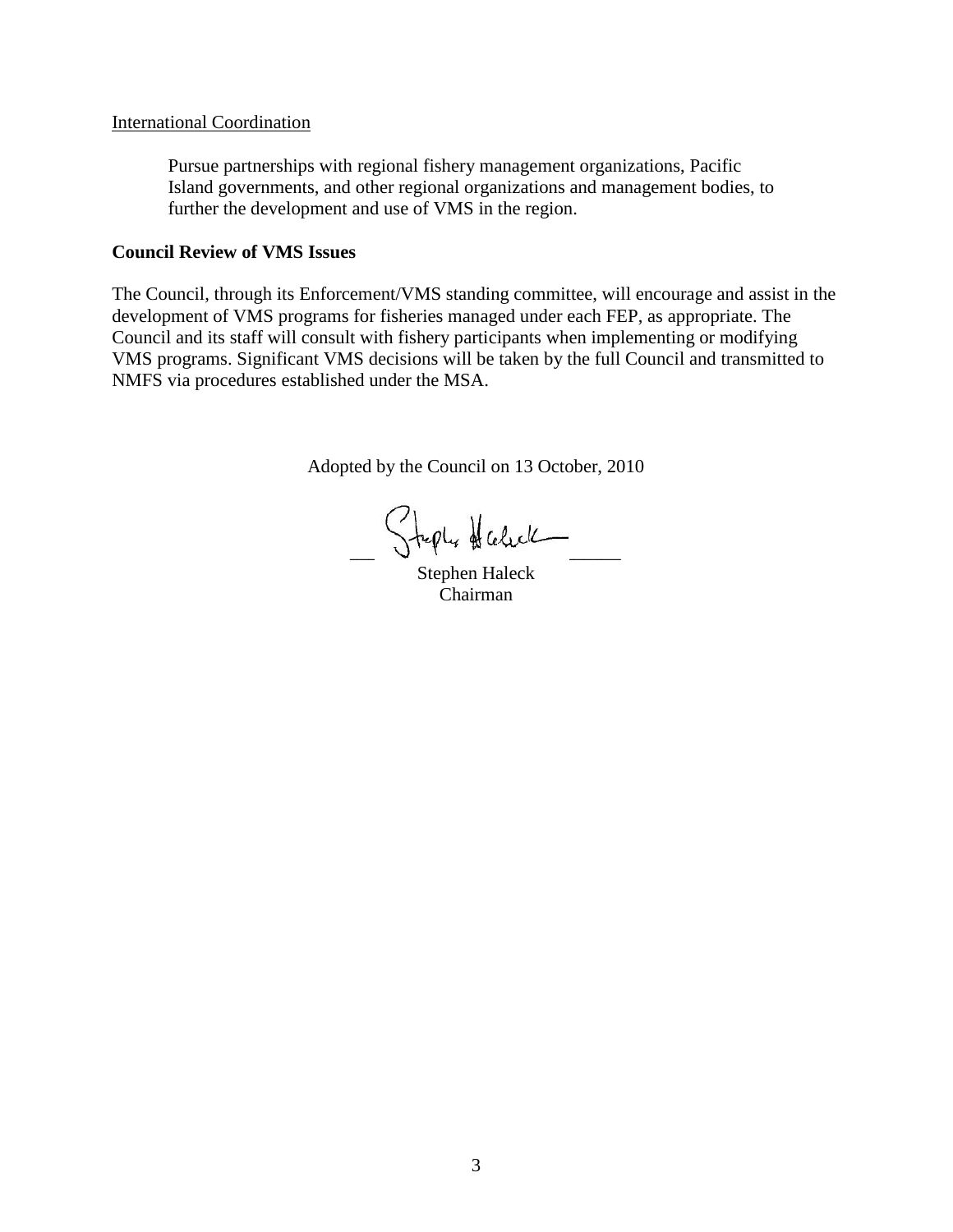International Coordination

Pursue partnerships with regional fishery management organizations, Pacific Island governments, and other regional organizations and management bodies, to further the development and use of VMS in the region.

**Council Review of VMS Issues**

The Council, through its Enforcement/VMS standing committee, will encourage and assist in the development of VMS programs for fisheries managed under each FEP, as appropriate. The Council and its staff will consult with fishery participants when implementing or modifying VMS programs. Significant VMS decisions will be taken by the full Council and transmitted to NMFS via procedures established under the MSA.

Adopted by the Council on 13 October, 2010

Stephen Haleck
Chairman